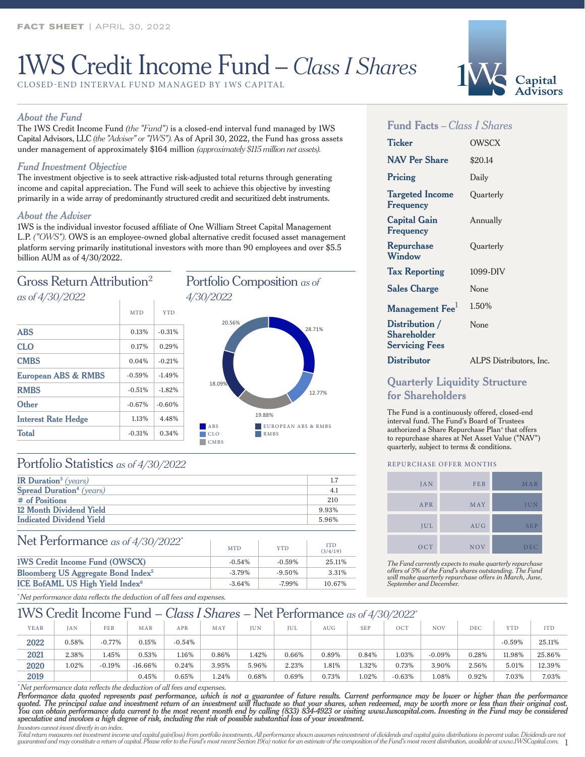FACT SHEET | APRIL 30, 2022

# 1WS Credit Income Fund – *Class I Shares*

CLOSED-END INTERVAL FUND MANAGED BY 1WS CAPITAL

1WS Capital Advisors

### *About the Fund*

The 1WS Credit Income Fund *(the "Fund")* is a closed-end interval fund managed by 1WS Capital Advisors, LLC *(the "Adviser" or "1WS")*. As of April 30, 2022, the Fund has gross assets under management of approximately $164 million *(approximately $115 million net assets)*.

### *Fund Investment Objective*

The investment objective is to seek attractive risk-adjusted total returns through generating income and capital appreciation. The Fund will seek to achieve this objective by investing primarily in a wide array of predominantly structured credit and securitized debt instruments.

### *About the Adviser*

1WS is the individual investor focused affiliate of One William Street Capital Management L.P. *("OWS")*. OWS is an employee-owned global alternative credit focused asset management platform serving primarily institutional investors with more than 90 employees and over $5.5 billion AUM as of 4/30/2022.

## Gross Return Attribution[2] *as of 4/30/2022*

| | MTD | YTD |
|---|---|---|
| **ABS** | 0.13% | -0.31% |
| **CLO** | 0.17% | 0.29% |
| **CMBS** | 0.04% | -0.21% |
| **European ABS & RMBS** | -0.59% | -1.49% |
| **RMBS** | -0.51% | -1.82% |
| **Other** | -0.67% | -0.60% |
| **Interest Rate Hedge** | 1.13% | 4.48% |
| **Total** | -0.31% | 0.34% |

## Portfolio Composition *as of 4/30/2022*

| Sector | Weight |
|---|---|
| ABS | 28.71% |
| CLO | 12.77% |
| CMBS | 19.88% |
| European ABS & RMBS | 18.09% |
| RMBS | 20.56% |

## Portfolio Statistics *as of 4/30/2022*

| | |
|---|---|
| **IR Duration[3]** *(years)* | 1.7 |
| **Spread Duration[4]** *(years)* | 4.1 |
| **# of Positions** | 210 |
| **12 Month Dividend Yield** | 9.93% |
| **Indicated Dividend Yield** | 5.96% |

## Net Performance *as of 4/30/2022**

| | MTD | YTD | ITD (3/4/19) |
|---|---|---|---|
| **1WS Credit Income Fund (OWSCX)** | -0.54% | -0.59% | 25.11% |
| **Bloomberg US Aggregate Bond Index[5]** | -3.79% | -9.50% | 3.31% |
| **ICE BofAML US High Yield Index[6]** | -3.64% | -7.99% | 10.67% |

*\*Net performance data reflects the deduction of all fees and expenses.*

## Fund Facts – *Class I Shares*

| | |
|---|---|
| **Ticker** | OWSCX |
| **NAV Per Share** | $20.14 |
| **Pricing** | Daily |
| **Targeted Income Frequency** | Quarterly |
| **Capital Gain Frequency** | Annually |
| **Repurchase Window** | Quarterly |
| **Tax Reporting** | 1099-DIV |
| **Sales Charge** | None |
| **Management Fee[1]** | 1.50% |
| **Distribution / Shareholder Servicing Fees** | None |
| **Distributor** | ALPS Distributors, Inc. |

## Quarterly Liquidity Structure for Shareholders

The Fund is a continuously offered, closed-end interval fund. The Fund's Board of Trustees authorized a Share Repurchase Plan+ that offers to repurchase shares at Net Asset Value ("NAV") quarterly, subject to terms & conditions.

REPURCHASE OFFER MONTHS

| | | |
|---|---|---|
| JAN | FEB | **MAR** |
| APR | MAY | **JUN** |
| JUL | AUG | **SEP** |
| OCT | NOV | **DEC** |

*The Fund currently expects to make quarterly repurchase offers of 5% of the Fund's shares outstanding. The Fund will make quarterly repurchase offers in March, June, September and December.*

## 1WS Credit Income Fund – *Class I Shares* – Net Performance *as of 4/30/2022**

| YEAR | JAN | FEB | MAR | APR | MAY | JUN | JUL | AUG | SEP | OCT | NOV | DEC | YTD | ITD |
|---|---|---|---|---|---|---|---|---|---|---|---|---|---|---|
| **2022** | 0.58% | -0.77% | 0.15% | -0.54% | | | | | | | | | -0.59% | 25.11% |
| **2021** | 2.38% | 1.45% | 0.53% | 1.16% | 0.86% | 1.42% | 0.66% | 0.89% | 0.84% | 1.03% | -0.09% | 0.28% | 11.98% | 25.86% |
| **2020** | 1.02% | -0.19% | -16.66% | 0.24% | 3.95% | 5.96% | 2.23% | 1.81% | 1.32% | 0.73% | 3.90% | 2.56% | 5.01% | 12.39% |
| **2019** | | | 0.45% | 0.65% | 1.24% | 0.68% | 0.69% | 0.73% | 1.02% | -0.63% | 1.08% | 0.92% | 7.03% | 7.03% |

*\*Net performance data reflects the deduction of all fees and expenses.*

***Performance data quoted represents past performance, which is not a guarantee of future results. Current performance may be lower or higher than the performance quoted. The principal value and investment return of an investment will fluctuate so that your shares, when redeemed, may be worth more or less than their original cost. You can obtain performance data current to the most recent month end by calling (833) 834-4923 or visiting www.1wscapital.com. Investing in the Fund may be considered speculative and involves a high degree of risk, including the risk of possible substantial loss of your investment.***

*Investors cannot invest directly in an index.*

*Total return measures net investment income and capital gain(loss) from portfolio investments. All performance shown assumes reinvestment of dividends and capital gains distributions in percent value. Dividends are not guaranteed and may constitute a return of capital. Please refer to the Fund's most recent Section 19(a) notice for an estimate of the composition of the Fund's most recent distribution, available at www.1WSCapital.com.*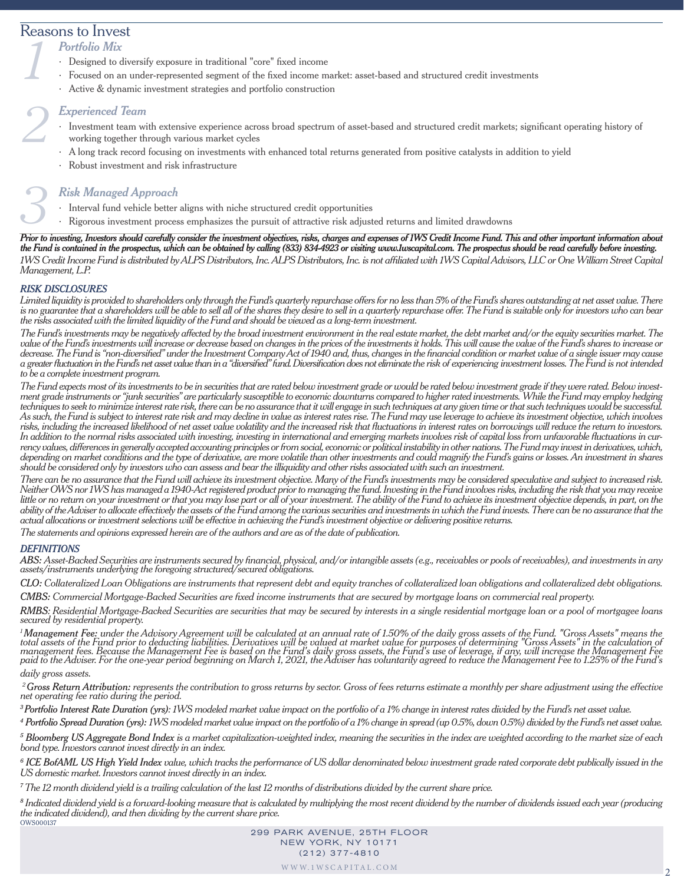## Reasons to Invest

### 1 *Portfolio Mix*

- Designed to diversify exposure in traditional "core" fixed income
- Focused on an under-represented segment of the fixed income market: asset-based and structured credit investments
- Active & dynamic investment strategies and portfolio construction

### 2 *Experienced Team*

- Investment team with extensive experience across broad spectrum of asset-based and structured credit markets; significant operating history of working together through various market cycles
- A long track record focusing on investments with enhanced total returns generated from positive catalysts in addition to yield
- Robust investment and risk infrastructure

### 3 *Risk Managed Approach*

- Interval fund vehicle better aligns with niche structured credit opportunities
- Rigorous investment process emphasizes the pursuit of attractive risk adjusted returns and limited drawdowns

***Prior to investing, Investors should carefully consider the investment objectives, risks, charges and expenses of 1WS Credit Income Fund. This and other important information about the Fund is contained in the prospectus, which can be obtained by calling (833) 834-4923 or visiting www.1wscapital.com. The prospectus should be read carefully before investing.***
*1WS Credit Income Fund is distributed by ALPS Distributors, Inc. ALPS Distributors, Inc. is not affiliated with 1WS Capital Advisors, LLC or One William Street Capital Management, L.P.*

### RISK DISCLOSURES

*Limited liquidity is provided to shareholders only through the Fund's quarterly repurchase offers for no less than 5% of the Fund's shares outstanding at net asset value. There is no guarantee that a shareholders will be able to sell all of the shares they desire to sell in a quarterly repurchase offer. The Fund is suitable only for investors who can bear the risks associated with the limited liquidity of the Fund and should be viewed as a long-term investment.*

*The Fund's investments may be negatively affected by the broad investment environment in the real estate market, the debt market and/or the equity securities market. The value of the Fund's investments will increase or decrease based on changes in the prices of the investments it holds. This will cause the value of the Fund's shares to increase or decrease. The Fund is "non-diversified" under the Investment Company Act of 1940 and, thus, changes in the financial condition or market value of a single issuer may cause a greater fluctuation in the Fund's net asset value than in a "diversified" fund. Diversification does not eliminate the risk of experiencing investment losses. The Fund is not intended to be a complete investment program.*

*The Fund expects most of its investments to be in securities that are rated below investment grade or would be rated below investment grade if they were rated. Below investment grade instruments or "junk securities" are particularly susceptible to economic downturns compared to higher rated investments. While the Fund may employ hedging techniques to seek to minimize interest rate risk, there can be no assurance that it will engage in such techniques at any given time or that such techniques would be successful. As such, the Fund is subject to interest rate risk and may decline in value as interest rates rise. The Fund may use leverage to achieve its investment objective, which involves risks, including the increased likelihood of net asset value volatility and the increased risk that fluctuations in interest rates on borrowings will reduce the return to investors. In addition to the normal risks associated with investing, investing in international and emerging markets involves risk of capital loss from unfavorable fluctuations in currency values, differences in generally accepted accounting principles or from social, economic or political instability in other nations. The Fund may invest in derivatives, which, depending on market conditions and the type of derivative, are more volatile than other investments and could magnify the Fund's gains or losses. An investment in shares should be considered only by investors who can assess and bear the illiquidity and other risks associated with such an investment.*

*There can be no assurance that the Fund will achieve its investment objective. Many of the Fund's investments may be considered speculative and subject to increased risk. Neither OWS nor 1WS has managed a 1940-Act registered product prior to managing the fund. Investing in the Fund involves risks, including the risk that you may receive little or no return on your investment or that you may lose part or all of your investment. The ability of the Fund to achieve its investment objective depends, in part, on the ability of the Adviser to allocate effectively the assets of the Fund among the various securities and investments in which the Fund invests. There can be no assurance that the actual allocations or investment selections will be effective in achieving the Fund's investment objective or delivering positive returns.*

*The statements and opinions expressed herein are of the authors and are as of the date of publication.*

### DEFINITIONS

***ABS:*** *Asset-Backed Securities are instruments secured by financial, physical, and/or intangible assets (e.g., receivables or pools of receivables), and investments in any assets/instruments underlying the foregoing structured/secured obligations.*

***CLO:*** *Collateralized Loan Obligations are instruments that represent debt and equity tranches of collateralized loan obligations and collateralized debt obligations.*

***CMBS:*** *Commercial Mortgage-Backed Securities are fixed income instruments that are secured by mortgage loans on commercial real property.*

***RMBS:*** *Residential Mortgage-Backed Securities are securities that may be secured by interests in a single residential mortgage loan or a pool of mortgagee loans secured by residential property.*

[1] ***Management Fee:*** *under the Advisory Agreement will be calculated at an annual rate of 1.50% of the daily gross assets of the Fund. "Gross Assets" means the total assets of the Fund prior to deducting liabilities. Derivatives will be valued at market value for purposes of determining "Gross Assets" in the calculation of management fees. Because the Management Fee is based on the Fund's daily gross assets, the Fund's use of leverage, if any, will increase the Management Fee paid to the Adviser. For the one-year period beginning on March 1, 2021, the Adviser has voluntarily agreed to reduce the Management Fee to 1.25% of the Fund's daily gross assets.*

[2] ***Gross Return Attribution:*** *represents the contribution to gross returns by sector. Gross of fees returns estimate a monthly per share adjustment using the effective net operating fee ratio during the period.*

[3] ***Portfolio Interest Rate Duration (yrs):*** *1WS modeled market value impact on the portfolio of a 1% change in interest rates divided by the Fund's net asset value.*

[4] ***Portfolio Spread Duration (yrs):*** *1WS modeled market value impact on the portfolio of a 1% change in spread (up 0.5%, down 0.5%) divided by the Fund's net asset value.*

[5] ***Bloomberg US Aggregate Bond Index*** *is a market capitalization-weighted index, meaning the securities in the index are weighted according to the market size of each bond type. Investors cannot invest directly in an index.*

[6] ***ICE BofAML US High Yield Index*** *value, which tracks the performance of US dollar denominated below investment grade rated corporate debt publically issued in the US domestic market. Investors cannot invest directly in an index.*

[7] *The 12 month dividend yield is a trailing calculation of the last 12 months of distributions divided by the current share price.*

[8] *Indicated dividend yield is a forward-looking measure that is calculated by multiplying the most recent dividend by the number of dividends issued each year (producing the indicated dividend), and then dividing by the current share price.*

OWS000137

299 PARK AVENUE, 25TH FLOOR
NEW YORK, NY 10171
(212) 377-4810

WWW.1WSCAPITAL.COM